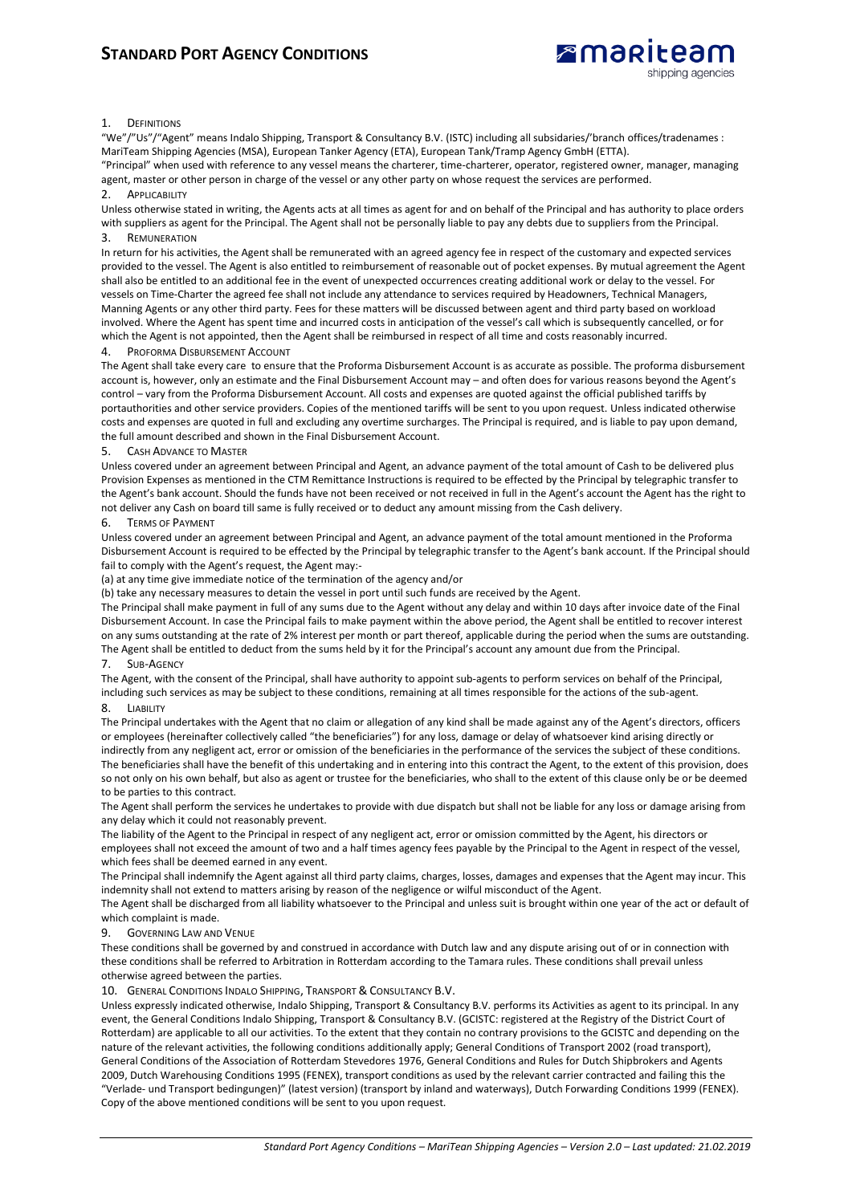# STANDARD PORT AGENCY CONDITIONS

## 1. Definitions

"We"/"Us"/"Agent" means Indalo Shipping, Transport & Consultancy B.V. (ISTC) including all subsidiaries/'branch offices/tradenames : MariTeam Shipping Agencies (MSA), European Tanker Agency (ETA), European Tank/Tramp Agency GmbH (ETTA).

"Principal" when used with reference to any vessel means the charterer, time-charterer, operator, registered owner, manager, managing agent, master or other person in charge of the vessel or any other party on whose request the services are performed.

## 2. Applicability

Unless otherwise stated in writing, the Agents acts at all times as agent for and on behalf of the Principal and has authority to place orders with suppliers as agent for the Principal. The Agent shall not be personally liable to pay any debts due to suppliers from the Principal.

## 3. Remuneration

In return for his activities, the Agent shall be remunerated with an agreed agency fee in respect of the customary and expected services provided to the vessel. The Agent is also entitled to reimbursement of reasonable out of pocket expenses. By mutual agreement the Agent shall also be entitled to an additional fee in the event of unexpected occurrences creating additional work or delay to the vessel. For vessels on Time-Charter the agreed fee shall not include any attendance to services required by Headowners, Technical Managers, Manning Agents or any other third party. Fees for these matters will be discussed between agent and third party based on workload involved. Where the Agent has spent time and incurred costs in anticipation of the vessel's call which is subsequently cancelled, or for which the Agent is not appointed, then the Agent shall be reimbursed in respect of all time and costs reasonably incurred.

## 4. Proforma Disbursement Account

The Agent shall take every care to ensure that the Proforma Disbursement Account is as accurate as possible. The proforma disbursement account is, however, only an estimate and the Final Disbursement Account may – and often does for various reasons beyond the Agent's control – vary from the Proforma Disbursement Account. All costs and expenses are quoted against the official published tariffs by portauthorities and other service providers. Copies of the mentioned tariffs will be sent to you upon request. Unless indicated otherwise costs and expenses are quoted in full and excluding any overtime surcharges. The Principal is required, and is liable to pay upon demand, the full amount described and shown in the Final Disbursement Account.

## 5. Cash Advance to Master

Unless covered under an agreement between Principal and Agent, an advance payment of the total amount of Cash to be delivered plus Provision Expenses as mentioned in the CTM Remittance Instructions is required to be effected by the Principal by telegraphic transfer to the Agent's bank account. Should the funds have not been received or not received in full in the Agent's account the Agent has the right to not deliver any Cash on board till same is fully received or to deduct any amount missing from the Cash delivery.

## 6. Terms of Payment

Unless covered under an agreement between Principal and Agent, an advance payment of the total amount mentioned in the Proforma Disbursement Account is required to be effected by the Principal by telegraphic transfer to the Agent's bank account. If the Principal should fail to comply with the Agent's request, the Agent may:-

(a) at any time give immediate notice of the termination of the agency and/or

(b) take any necessary measures to detain the vessel in port until such funds are received by the Agent.

The Principal shall make payment in full of any sums due to the Agent without any delay and within 10 days after invoice date of the Final Disbursement Account. In case the Principal fails to make payment within the above period, the Agent shall be entitled to recover interest on any sums outstanding at the rate of 2% interest per month or part thereof, applicable during the period when the sums are outstanding. The Agent shall be entitled to deduct from the sums held by it for the Principal's account any amount due from the Principal.

## 7. Sub-Agency

The Agent, with the consent of the Principal, shall have authority to appoint sub-agents to perform services on behalf of the Principal, including such services as may be subject to these conditions, remaining at all times responsible for the actions of the sub-agent.

## 8. Liability

The Principal undertakes with the Agent that no claim or allegation of any kind shall be made against any of the Agent's directors, officers or employees (hereinafter collectively called "the beneficiaries") for any loss, damage or delay of whatsoever kind arising directly or indirectly from any negligent act, error or omission of the beneficiaries in the performance of the services the subject of these conditions. The beneficiaries shall have the benefit of this undertaking and in entering into this contract the Agent, to the extent of this provision, does so not only on his own behalf, but also as agent or trustee for the beneficiaries, who shall to the extent of this clause only be or be deemed to be parties to this contract.

The Agent shall perform the services he undertakes to provide with due dispatch but shall not be liable for any loss or damage arising from any delay which it could not reasonably prevent.

The liability of the Agent to the Principal in respect of any negligent act, error or omission committed by the Agent, his directors or employees shall not exceed the amount of two and a half times agency fees payable by the Principal to the Agent in respect of the vessel, which fees shall be deemed earned in any event.

The Principal shall indemnify the Agent against all third party claims, charges, losses, damages and expenses that the Agent may incur. This indemnity shall not extend to matters arising by reason of the negligence or wilful misconduct of the Agent.

The Agent shall be discharged from all liability whatsoever to the Principal and unless suit is brought within one year of the act or default of which complaint is made.

## 9. Governing Law and Venue

These conditions shall be governed by and construed in accordance with Dutch law and any dispute arising out of or in connection with these conditions shall be referred to Arbitration in Rotterdam according to the Tamara rules. These conditions shall prevail unless otherwise agreed between the parties.

## 10. General Conditions Indalo Shipping, Transport & Consultancy B.V.

Unless expressly indicated otherwise, Indalo Shipping, Transport & Consultancy B.V. performs its Activities as agent to its principal. In any event, the General Conditions Indalo Shipping, Transport & Consultancy B.V. (GCISTC: registered at the Registry of the District Court of Rotterdam) are applicable to all our activities. To the extent that they contain no contrary provisions to the GCISTC and depending on the nature of the relevant activities, the following conditions additionally apply; General Conditions of Transport 2002 (road transport), General Conditions of the Association of Rotterdam Stevedores 1976, General Conditions and Rules for Dutch Shipbrokers and Agents 2009, Dutch Warehousing Conditions 1995 (FENEX), transport conditions as used by the relevant carrier contracted and failing this the "Verlade- und Transport bedingungen)" (latest version) (transport by inland and waterways), Dutch Forwarding Conditions 1999 (FENEX). Copy of the above mentioned conditions will be sent to you upon request.

*Standard Port Agency Conditions – MariTean Shipping Agencies – Version 2.0 – Last updated: 21.02.2019*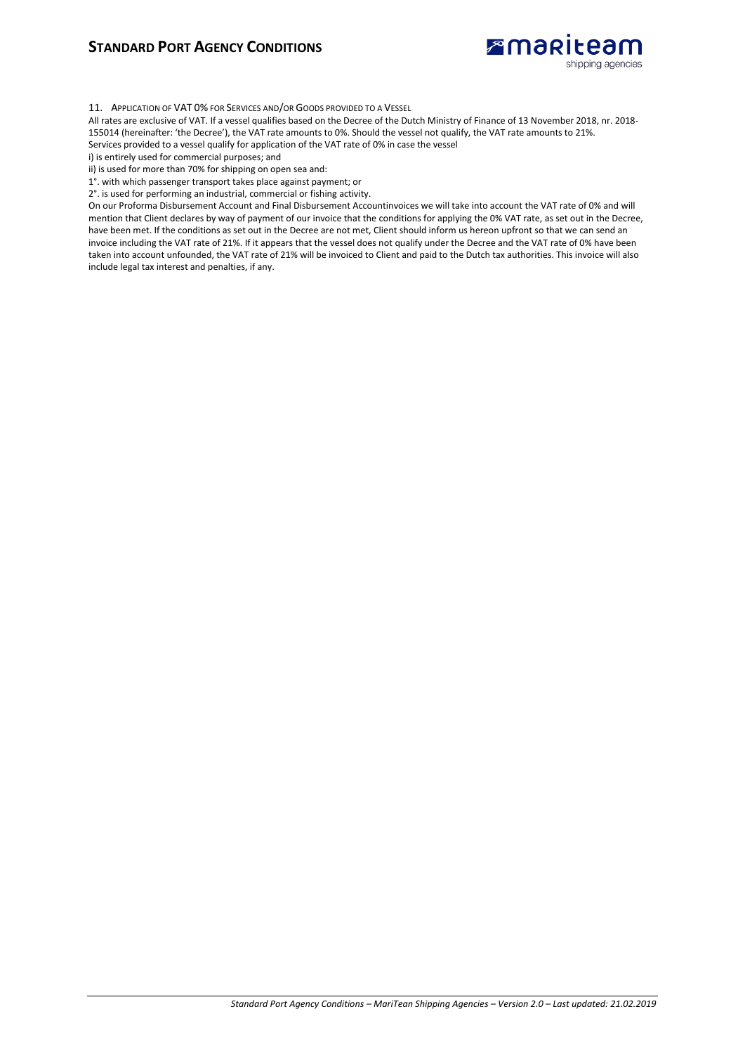### 11. Application of VAT 0% for Services and/or Goods provided to a Vessel

All rates are exclusive of VAT. If a vessel qualifies based on the Decree of the Dutch Ministry of Finance of 13 November 2018, nr. 2018-155014 (hereinafter: 'the Decree'), the VAT rate amounts to 0%. Should the vessel not qualify, the VAT rate amounts to 21%.

Services provided to a vessel qualify for application of the VAT rate of 0% in case the vessel

i) is entirely used for commercial purposes; and

ii) is used for more than 70% for shipping on open sea and:

1°. with which passenger transport takes place against payment; or

2°. is used for performing an industrial, commercial or fishing activity.

On our Proforma Disbursement Account and Final Disbursement Accountinvoices we will take into account the VAT rate of 0% and will mention that Client declares by way of payment of our invoice that the conditions for applying the 0% VAT rate, as set out in the Decree, have been met. If the conditions as set out in the Decree are not met, Client should inform us hereon upfront so that we can send an invoice including the VAT rate of 21%. If it appears that the vessel does not qualify under the Decree and the VAT rate of 0% have been taken into account unfounded, the VAT rate of 21% will be invoiced to Client and paid to the Dutch tax authorities. This invoice will also include legal tax interest and penalties, if any.